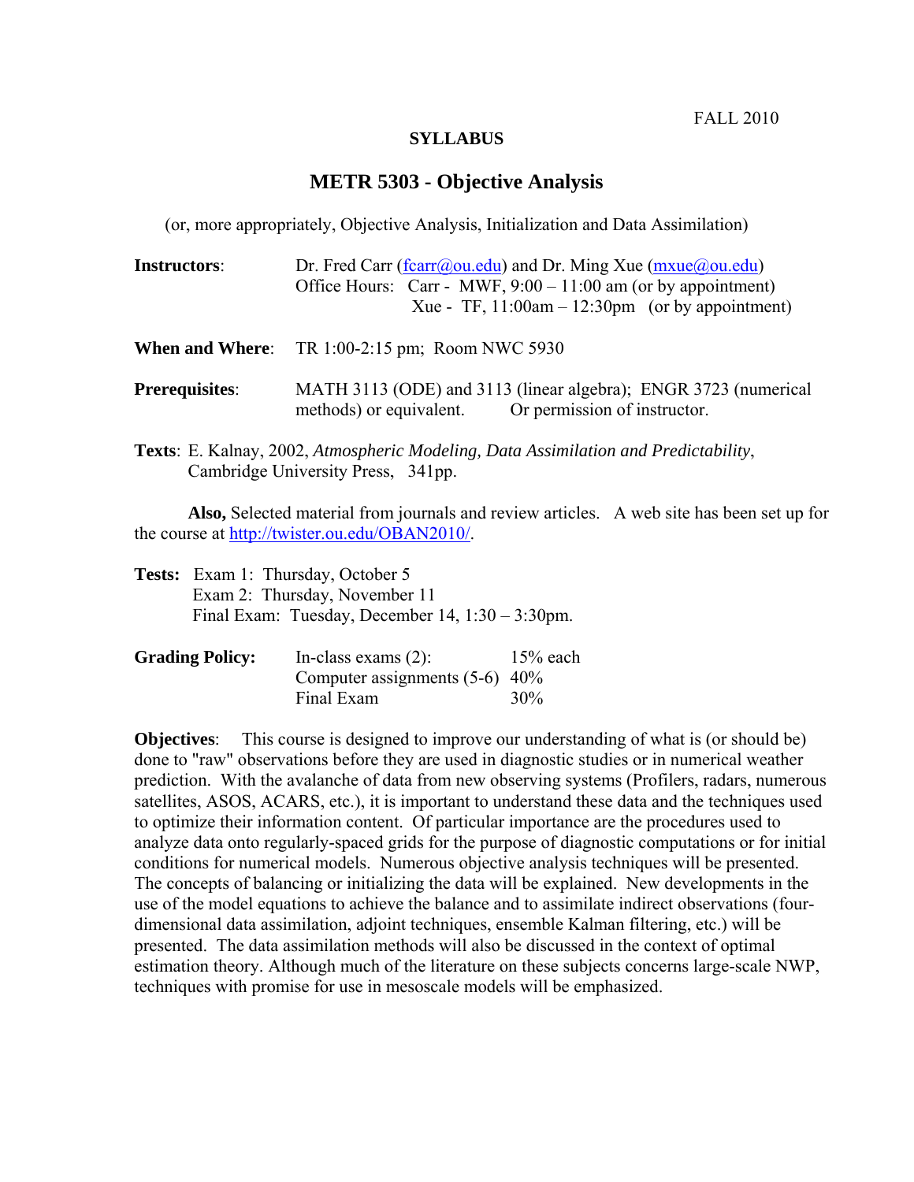FALL 2010

**SYLLABUS**

# METR 5303 - Objective Analysis

(or, more appropriately, Objective Analysis, Initialization and Data Assimilation)

**Instructors**: Dr. Fred Carr (fcarr@ou.edu) and Dr. Ming Xue (mxue@ou.edu)
Office Hours: Carr - MWF, 9:00 – 11:00 am (or by appointment)
Xue - TF, 11:00am – 12:30pm (or by appointment)

**When and Where**: TR 1:00-2:15 pm; Room NWC 5930

**Prerequisites**: MATH 3113 (ODE) and 3113 (linear algebra); ENGR 3723 (numerical methods) or equivalent. Or permission of instructor.

**Texts**: E. Kalnay, 2002, *Atmospheric Modeling, Data Assimilation and Predictability*, Cambridge University Press, 341pp.

**Also,** Selected material from journals and review articles. A web site has been set up for the course at http://twister.ou.edu/OBAN2010/.

**Tests:** Exam 1: Thursday, October 5
Exam 2: Thursday, November 11
Final Exam: Tuesday, December 14, 1:30 – 3:30pm.

**Grading Policy:**

| | |
|---|---|
| In-class exams (2): | 15% each |
| Computer assignments (5-6) | 40% |
| Final Exam | 30% |

**Objectives**: This course is designed to improve our understanding of what is (or should be) done to "raw" observations before they are used in diagnostic studies or in numerical weather prediction. With the avalanche of data from new observing systems (Profilers, radars, numerous satellites, ASOS, ACARS, etc.), it is important to understand these data and the techniques used to optimize their information content. Of particular importance are the procedures used to analyze data onto regularly-spaced grids for the purpose of diagnostic computations or for initial conditions for numerical models. Numerous objective analysis techniques will be presented. The concepts of balancing or initializing the data will be explained. New developments in the use of the model equations to achieve the balance and to assimilate indirect observations (four-dimensional data assimilation, adjoint techniques, ensemble Kalman filtering, etc.) will be presented. The data assimilation methods will also be discussed in the context of optimal estimation theory. Although much of the literature on these subjects concerns large-scale NWP, techniques with promise for use in mesoscale models will be emphasized.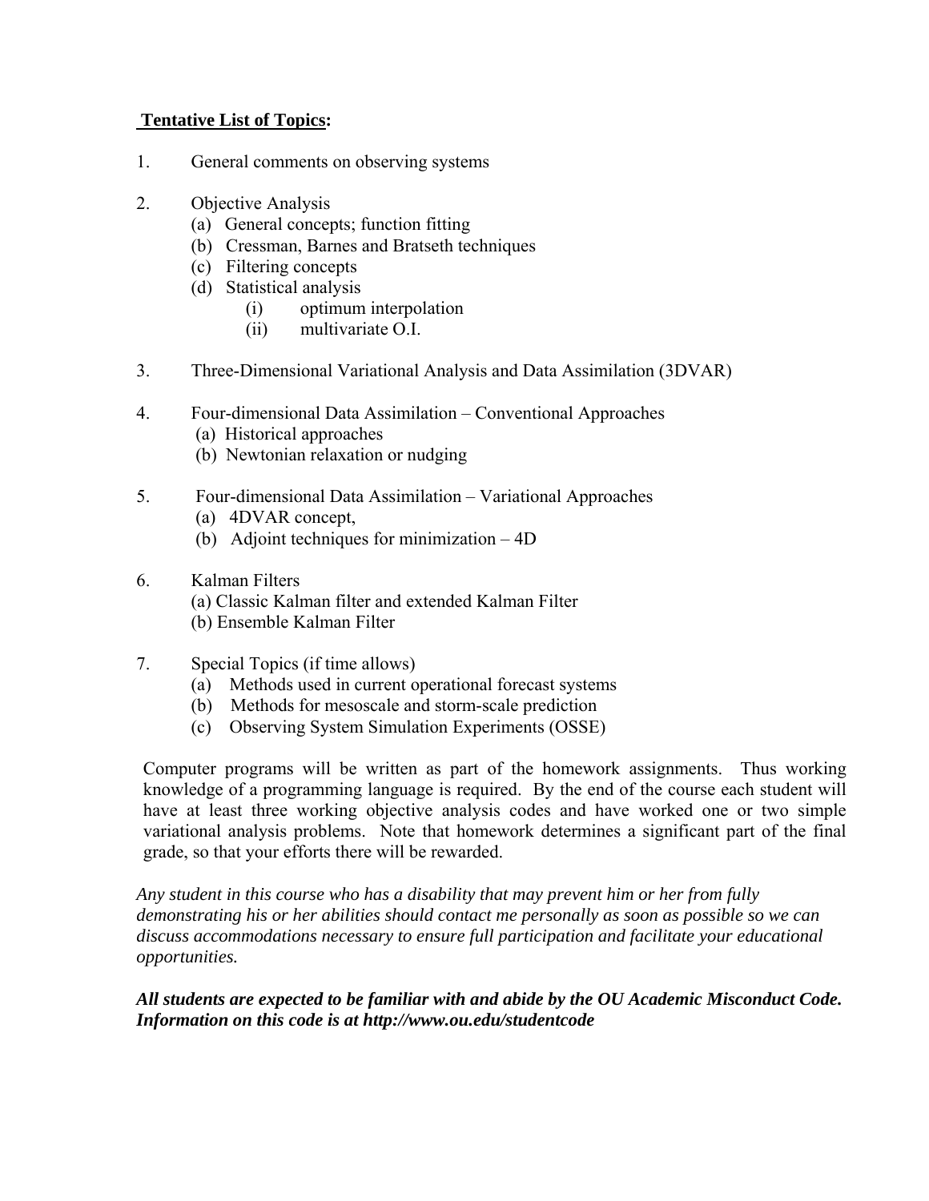**<u>Tentative List of Topics</u>:**

1. General comments on observing systems

2. Objective Analysis
   - (a) General concepts; function fitting
   - (b) Cressman, Barnes and Bratseth techniques
   - (c) Filtering concepts
   - (d) Statistical analysis
     - (i) optimum interpolation
     - (ii) multivariate O.I.

3. Three-Dimensional Variational Analysis and Data Assimilation (3DVAR)

4. Four-dimensional Data Assimilation – Conventional Approaches
   - (a) Historical approaches
   - (b) Newtonian relaxation or nudging

5. Four-dimensional Data Assimilation – Variational Approaches
   - (a) 4DVAR concept,
   - (b) Adjoint techniques for minimization – 4D

6. Kalman Filters
   - (a) Classic Kalman filter and extended Kalman Filter
   - (b) Ensemble Kalman Filter

7. Special Topics (if time allows)
   - (a) Methods used in current operational forecast systems
   - (b) Methods for mesoscale and storm-scale prediction
   - (c) Observing System Simulation Experiments (OSSE)

Computer programs will be written as part of the homework assignments. Thus working knowledge of a programming language is required. By the end of the course each student will have at least three working objective analysis codes and have worked one or two simple variational analysis problems. Note that homework determines a significant part of the final grade, so that your efforts there will be rewarded.

*Any student in this course who has a disability that may prevent him or her from fully demonstrating his or her abilities should contact me personally as soon as possible so we can discuss accommodations necessary to ensure full participation and facilitate your educational opportunities.*

***All students are expected to be familiar with and abide by the OU Academic Misconduct Code. Information on this code is at http://www.ou.edu/studentcode***